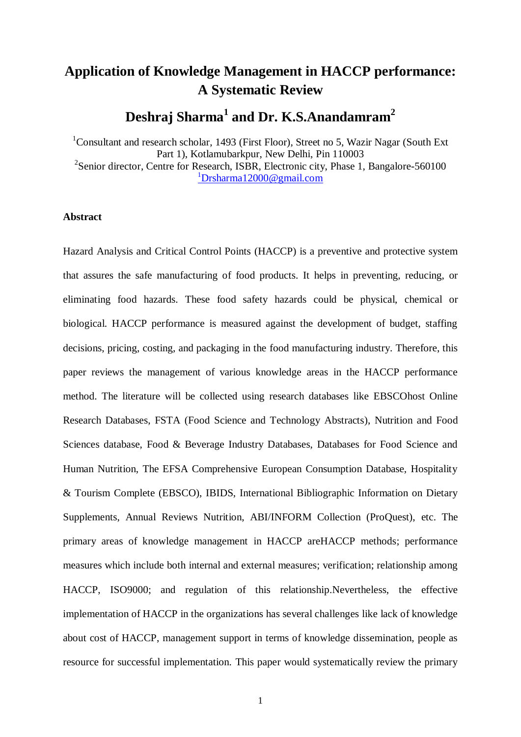# Application of Knowledge Management in HACCP performance: A Systematic Review

## Deshraj Sharma[1] and Dr. K.S.Anandamram[2]

[1]Consultant and research scholar, 1493 (First Floor), Street no 5, Wazir Nagar (South Ext Part 1), Kotlamubarkpur, New Delhi, Pin 110003
[2]Senior director, Centre for Research, ISBR, Electronic city, Phase 1, Bangalore-560100
[1]Drsharma12000@gmail.com

**Abstract**

Hazard Analysis and Critical Control Points (HACCP) is a preventive and protective system that assures the safe manufacturing of food products. It helps in preventing, reducing, or eliminating food hazards. These food safety hazards could be physical, chemical or biological. HACCP performance is measured against the development of budget, staffing decisions, pricing, costing, and packaging in the food manufacturing industry. Therefore, this paper reviews the management of various knowledge areas in the HACCP performance method. The literature will be collected using research databases like EBSCOhost Online Research Databases, FSTA (Food Science and Technology Abstracts), Nutrition and Food Sciences database, Food & Beverage Industry Databases, Databases for Food Science and Human Nutrition, The EFSA Comprehensive European Consumption Database, Hospitality & Tourism Complete (EBSCO), IBIDS, International Bibliographic Information on Dietary Supplements, Annual Reviews Nutrition, ABI/INFORM Collection (ProQuest), etc. The primary areas of knowledge management in HACCP areHACCP methods; performance measures which include both internal and external measures; verification; relationship among HACCP, ISO9000; and regulation of this relationship.Nevertheless, the effective implementation of HACCP in the organizations has several challenges like lack of knowledge about cost of HACCP, management support in terms of knowledge dissemination, people as resource for successful implementation. This paper would systematically review the primary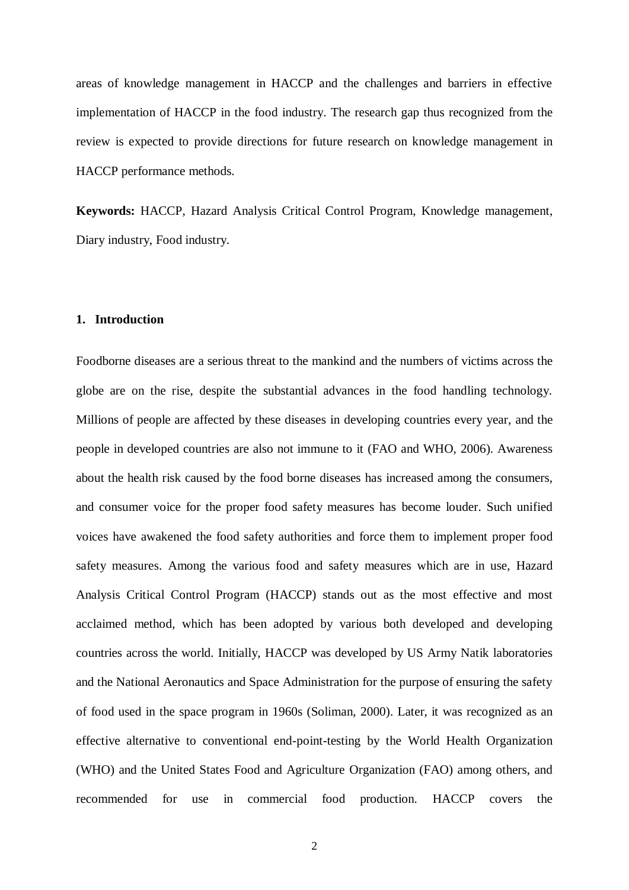areas of knowledge management in HACCP and the challenges and barriers in effective implementation of HACCP in the food industry. The research gap thus recognized from the review is expected to provide directions for future research on knowledge management in HACCP performance methods.

**Keywords:** HACCP, Hazard Analysis Critical Control Program, Knowledge management, Diary industry, Food industry.

## 1. Introduction

Foodborne diseases are a serious threat to the mankind and the numbers of victims across the globe are on the rise, despite the substantial advances in the food handling technology. Millions of people are affected by these diseases in developing countries every year, and the people in developed countries are also not immune to it (FAO and WHO, 2006). Awareness about the health risk caused by the food borne diseases has increased among the consumers, and consumer voice for the proper food safety measures has become louder. Such unified voices have awakened the food safety authorities and force them to implement proper food safety measures. Among the various food and safety measures which are in use, Hazard Analysis Critical Control Program (HACCP) stands out as the most effective and most acclaimed method, which has been adopted by various both developed and developing countries across the world. Initially, HACCP was developed by US Army Natik laboratories and the National Aeronautics and Space Administration for the purpose of ensuring the safety of food used in the space program in 1960s (Soliman, 2000). Later, it was recognized as an effective alternative to conventional end-point-testing by the World Health Organization (WHO) and the United States Food and Agriculture Organization (FAO) among others, and recommended for use in commercial food production. HACCP covers the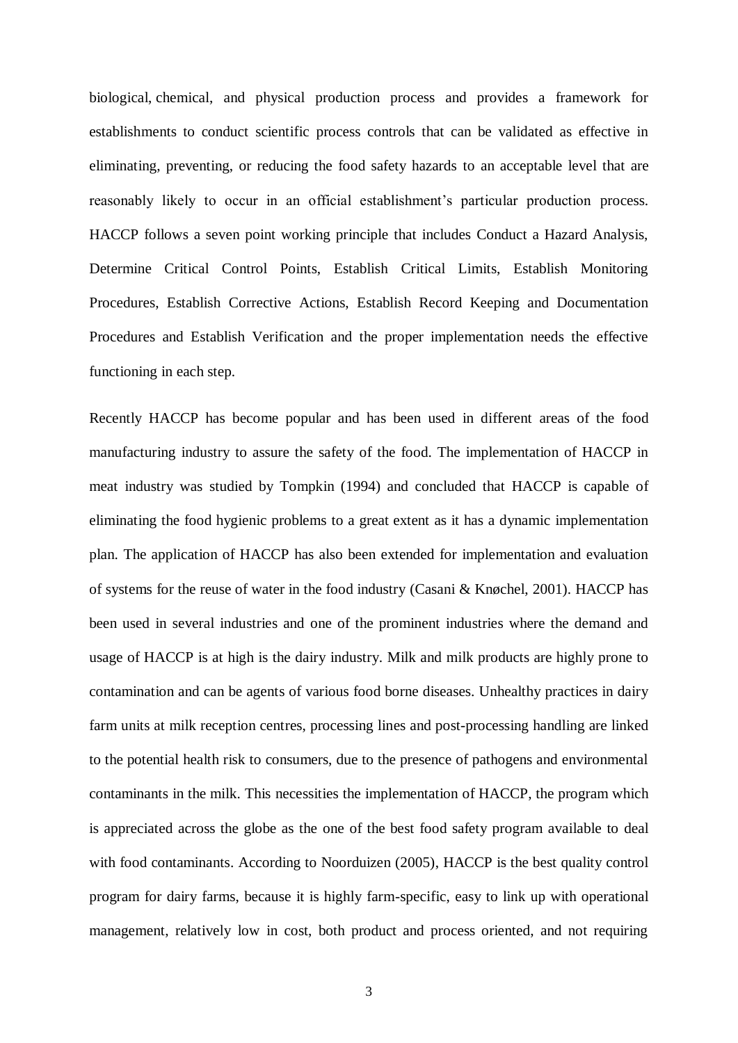biological, chemical, and physical production process and provides a framework for establishments to conduct scientific process controls that can be validated as effective in eliminating, preventing, or reducing the food safety hazards to an acceptable level that are reasonably likely to occur in an official establishment's particular production process. HACCP follows a seven point working principle that includes Conduct a Hazard Analysis, Determine Critical Control Points, Establish Critical Limits, Establish Monitoring Procedures, Establish Corrective Actions, Establish Record Keeping and Documentation Procedures and Establish Verification and the proper implementation needs the effective functioning in each step.

Recently HACCP has become popular and has been used in different areas of the food manufacturing industry to assure the safety of the food. The implementation of HACCP in meat industry was studied by Tompkin (1994) and concluded that HACCP is capable of eliminating the food hygienic problems to a great extent as it has a dynamic implementation plan. The application of HACCP has also been extended for implementation and evaluation of systems for the reuse of water in the food industry (Casani & Knøchel, 2001). HACCP has been used in several industries and one of the prominent industries where the demand and usage of HACCP is at high is the dairy industry. Milk and milk products are highly prone to contamination and can be agents of various food borne diseases. Unhealthy practices in dairy farm units at milk reception centres, processing lines and post-processing handling are linked to the potential health risk to consumers, due to the presence of pathogens and environmental contaminants in the milk. This necessities the implementation of HACCP, the program which is appreciated across the globe as the one of the best food safety program available to deal with food contaminants. According to Noorduizen (2005), HACCP is the best quality control program for dairy farms, because it is highly farm-specific, easy to link up with operational management, relatively low in cost, both product and process oriented, and not requiring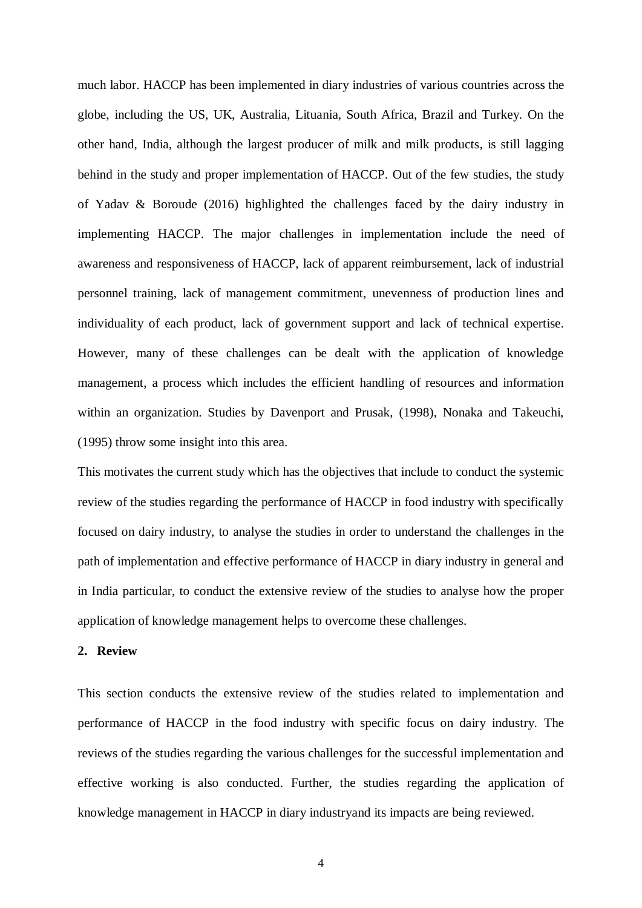much labor. HACCP has been implemented in diary industries of various countries across the globe, including the US, UK, Australia, Lituania, South Africa, Brazil and Turkey. On the other hand, India, although the largest producer of milk and milk products, is still lagging behind in the study and proper implementation of HACCP. Out of the few studies, the study of Yadav & Boroude (2016) highlighted the challenges faced by the dairy industry in implementing HACCP. The major challenges in implementation include the need of awareness and responsiveness of HACCP, lack of apparent reimbursement, lack of industrial personnel training, lack of management commitment, unevenness of production lines and individuality of each product, lack of government support and lack of technical expertise. However, many of these challenges can be dealt with the application of knowledge management, a process which includes the efficient handling of resources and information within an organization. Studies by Davenport and Prusak, (1998), Nonaka and Takeuchi, (1995) throw some insight into this area.

This motivates the current study which has the objectives that include to conduct the systemic review of the studies regarding the performance of HACCP in food industry with specifically focused on dairy industry, to analyse the studies in order to understand the challenges in the path of implementation and effective performance of HACCP in diary industry in general and in India particular, to conduct the extensive review of the studies to analyse how the proper application of knowledge management helps to overcome these challenges.

## 2. Review

This section conducts the extensive review of the studies related to implementation and performance of HACCP in the food industry with specific focus on dairy industry. The reviews of the studies regarding the various challenges for the successful implementation and effective working is also conducted. Further, the studies regarding the application of knowledge management in HACCP in diary industryand its impacts are being reviewed.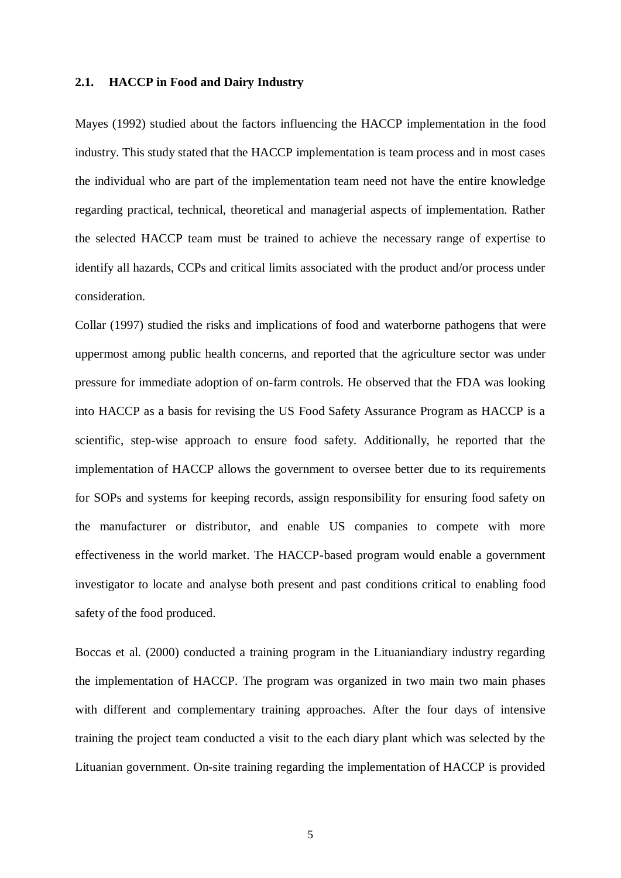## 2.1. HACCP in Food and Dairy Industry

Mayes (1992) studied about the factors influencing the HACCP implementation in the food industry. This study stated that the HACCP implementation is team process and in most cases the individual who are part of the implementation team need not have the entire knowledge regarding practical, technical, theoretical and managerial aspects of implementation. Rather the selected HACCP team must be trained to achieve the necessary range of expertise to identify all hazards, CCPs and critical limits associated with the product and/or process under consideration.

Collar (1997) studied the risks and implications of food and waterborne pathogens that were uppermost among public health concerns, and reported that the agriculture sector was under pressure for immediate adoption of on-farm controls. He observed that the FDA was looking into HACCP as a basis for revising the US Food Safety Assurance Program as HACCP is a scientific, step-wise approach to ensure food safety. Additionally, he reported that the implementation of HACCP allows the government to oversee better due to its requirements for SOPs and systems for keeping records, assign responsibility for ensuring food safety on the manufacturer or distributor, and enable US companies to compete with more effectiveness in the world market. The HACCP-based program would enable a government investigator to locate and analyse both present and past conditions critical to enabling food safety of the food produced.

Boccas et al. (2000) conducted a training program in the Lituaniandiary industry regarding the implementation of HACCP. The program was organized in two main two main phases with different and complementary training approaches. After the four days of intensive training the project team conducted a visit to the each diary plant which was selected by the Lituanian government. On-site training regarding the implementation of HACCP is provided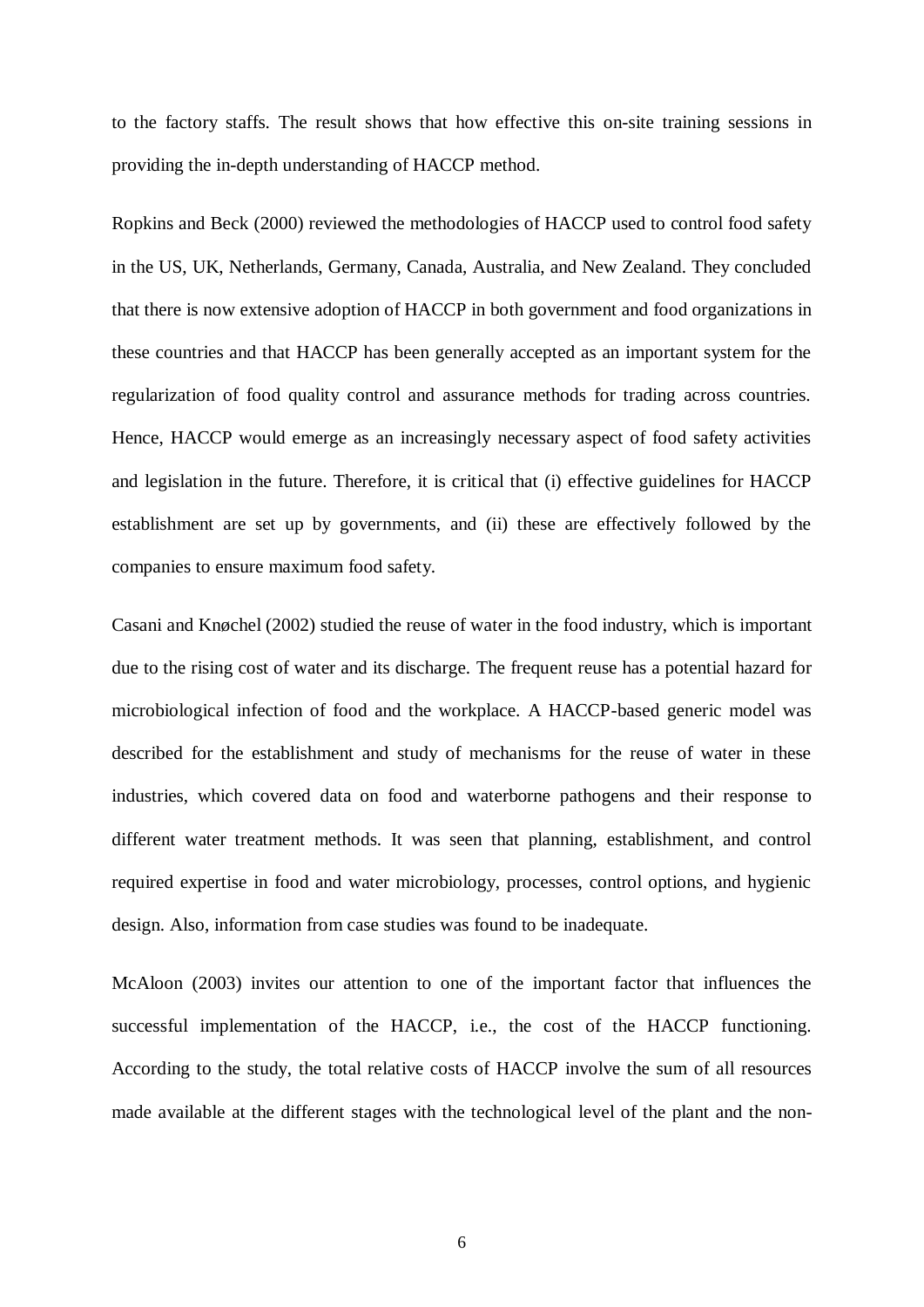to the factory staffs. The result shows that how effective this on-site training sessions in providing the in-depth understanding of HACCP method.

Ropkins and Beck (2000) reviewed the methodologies of HACCP used to control food safety in the US, UK, Netherlands, Germany, Canada, Australia, and New Zealand. They concluded that there is now extensive adoption of HACCP in both government and food organizations in these countries and that HACCP has been generally accepted as an important system for the regularization of food quality control and assurance methods for trading across countries. Hence, HACCP would emerge as an increasingly necessary aspect of food safety activities and legislation in the future. Therefore, it is critical that (i) effective guidelines for HACCP establishment are set up by governments, and (ii) these are effectively followed by the companies to ensure maximum food safety.

Casani and Knøchel (2002) studied the reuse of water in the food industry, which is important due to the rising cost of water and its discharge. The frequent reuse has a potential hazard for microbiological infection of food and the workplace. A HACCP-based generic model was described for the establishment and study of mechanisms for the reuse of water in these industries, which covered data on food and waterborne pathogens and their response to different water treatment methods. It was seen that planning, establishment, and control required expertise in food and water microbiology, processes, control options, and hygienic design. Also, information from case studies was found to be inadequate.

McAloon (2003) invites our attention to one of the important factor that influences the successful implementation of the HACCP, i.e., the cost of the HACCP functioning. According to the study, the total relative costs of HACCP involve the sum of all resources made available at the different stages with the technological level of the plant and the non-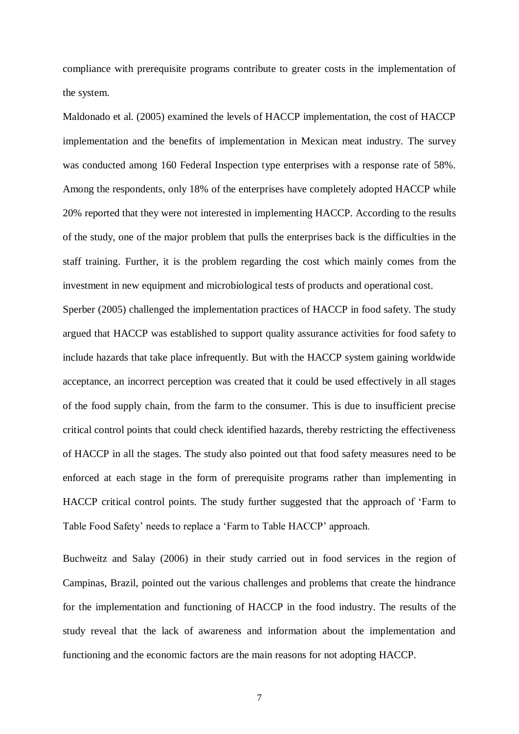compliance with prerequisite programs contribute to greater costs in the implementation of the system.

Maldonado et al. (2005) examined the levels of HACCP implementation, the cost of HACCP implementation and the benefits of implementation in Mexican meat industry. The survey was conducted among 160 Federal Inspection type enterprises with a response rate of 58%. Among the respondents, only 18% of the enterprises have completely adopted HACCP while 20% reported that they were not interested in implementing HACCP. According to the results of the study, one of the major problem that pulls the enterprises back is the difficulties in the staff training. Further, it is the problem regarding the cost which mainly comes from the investment in new equipment and microbiological tests of products and operational cost.

Sperber (2005) challenged the implementation practices of HACCP in food safety. The study argued that HACCP was established to support quality assurance activities for food safety to include hazards that take place infrequently. But with the HACCP system gaining worldwide acceptance, an incorrect perception was created that it could be used effectively in all stages of the food supply chain, from the farm to the consumer. This is due to insufficient precise critical control points that could check identified hazards, thereby restricting the effectiveness of HACCP in all the stages. The study also pointed out that food safety measures need to be enforced at each stage in the form of prerequisite programs rather than implementing in HACCP critical control points. The study further suggested that the approach of 'Farm to Table Food Safety' needs to replace a 'Farm to Table HACCP' approach.

Buchweitz and Salay (2006) in their study carried out in food services in the region of Campinas, Brazil, pointed out the various challenges and problems that create the hindrance for the implementation and functioning of HACCP in the food industry. The results of the study reveal that the lack of awareness and information about the implementation and functioning and the economic factors are the main reasons for not adopting HACCP.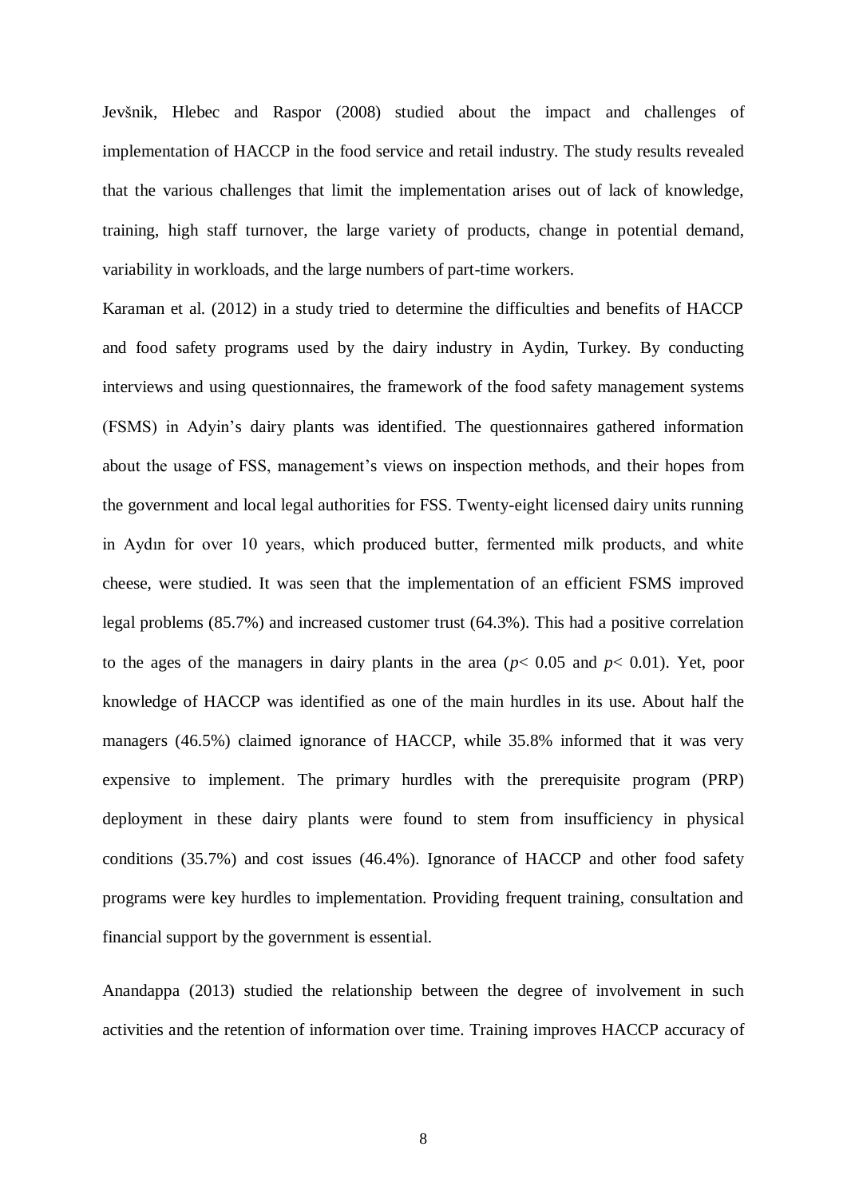Jevšnik, Hlebec and Raspor (2008) studied about the impact and challenges of implementation of HACCP in the food service and retail industry. The study results revealed that the various challenges that limit the implementation arises out of lack of knowledge, training, high staff turnover, the large variety of products, change in potential demand, variability in workloads, and the large numbers of part-time workers.

Karaman et al. (2012) in a study tried to determine the difficulties and benefits of HACCP and food safety programs used by the dairy industry in Aydin, Turkey. By conducting interviews and using questionnaires, the framework of the food safety management systems (FSMS) in Adyin's dairy plants was identified. The questionnaires gathered information about the usage of FSS, management's views on inspection methods, and their hopes from the government and local legal authorities for FSS. Twenty-eight licensed dairy units running in Aydın for over 10 years, which produced butter, fermented milk products, and white cheese, were studied. It was seen that the implementation of an efficient FSMS improved legal problems (85.7%) and increased customer trust (64.3%). This had a positive correlation to the ages of the managers in dairy plants in the area ($p < 0.05$ and $p < 0.01$). Yet, poor knowledge of HACCP was identified as one of the main hurdles in its use. About half the managers (46.5%) claimed ignorance of HACCP, while 35.8% informed that it was very expensive to implement. The primary hurdles with the prerequisite program (PRP) deployment in these dairy plants were found to stem from insufficiency in physical conditions (35.7%) and cost issues (46.4%). Ignorance of HACCP and other food safety programs were key hurdles to implementation. Providing frequent training, consultation and financial support by the government is essential.

Anandappa (2013) studied the relationship between the degree of involvement in such activities and the retention of information over time. Training improves HACCP accuracy of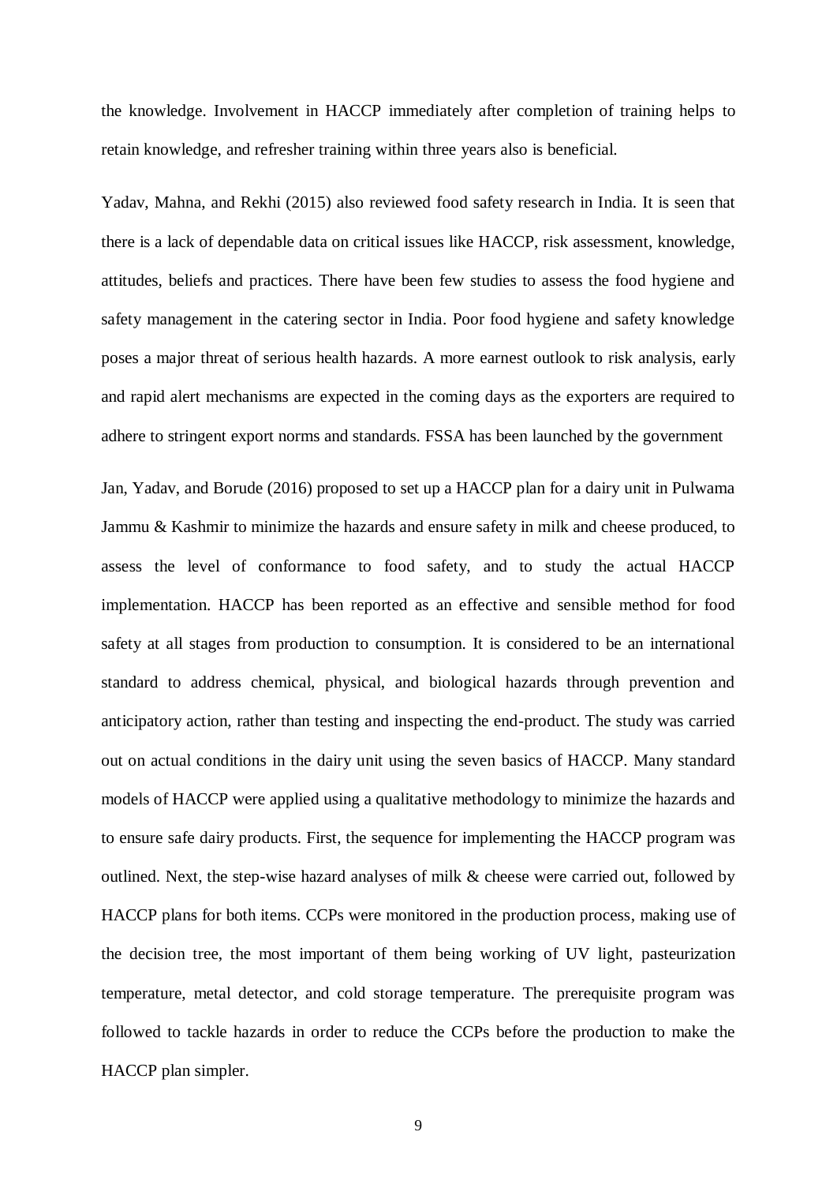the knowledge. Involvement in HACCP immediately after completion of training helps to retain knowledge, and refresher training within three years also is beneficial.

Yadav, Mahna, and Rekhi (2015) also reviewed food safety research in India. It is seen that there is a lack of dependable data on critical issues like HACCP, risk assessment, knowledge, attitudes, beliefs and practices. There have been few studies to assess the food hygiene and safety management in the catering sector in India. Poor food hygiene and safety knowledge poses a major threat of serious health hazards. A more earnest outlook to risk analysis, early and rapid alert mechanisms are expected in the coming days as the exporters are required to adhere to stringent export norms and standards. FSSA has been launched by the government

Jan, Yadav, and Borude (2016) proposed to set up a HACCP plan for a dairy unit in Pulwama Jammu & Kashmir to minimize the hazards and ensure safety in milk and cheese produced, to assess the level of conformance to food safety, and to study the actual HACCP implementation. HACCP has been reported as an effective and sensible method for food safety at all stages from production to consumption. It is considered to be an international standard to address chemical, physical, and biological hazards through prevention and anticipatory action, rather than testing and inspecting the end-product. The study was carried out on actual conditions in the dairy unit using the seven basics of HACCP. Many standard models of HACCP were applied using a qualitative methodology to minimize the hazards and to ensure safe dairy products. First, the sequence for implementing the HACCP program was outlined. Next, the step-wise hazard analyses of milk & cheese were carried out, followed by HACCP plans for both items. CCPs were monitored in the production process, making use of the decision tree, the most important of them being working of UV light, pasteurization temperature, metal detector, and cold storage temperature. The prerequisite program was followed to tackle hazards in order to reduce the CCPs before the production to make the HACCP plan simpler.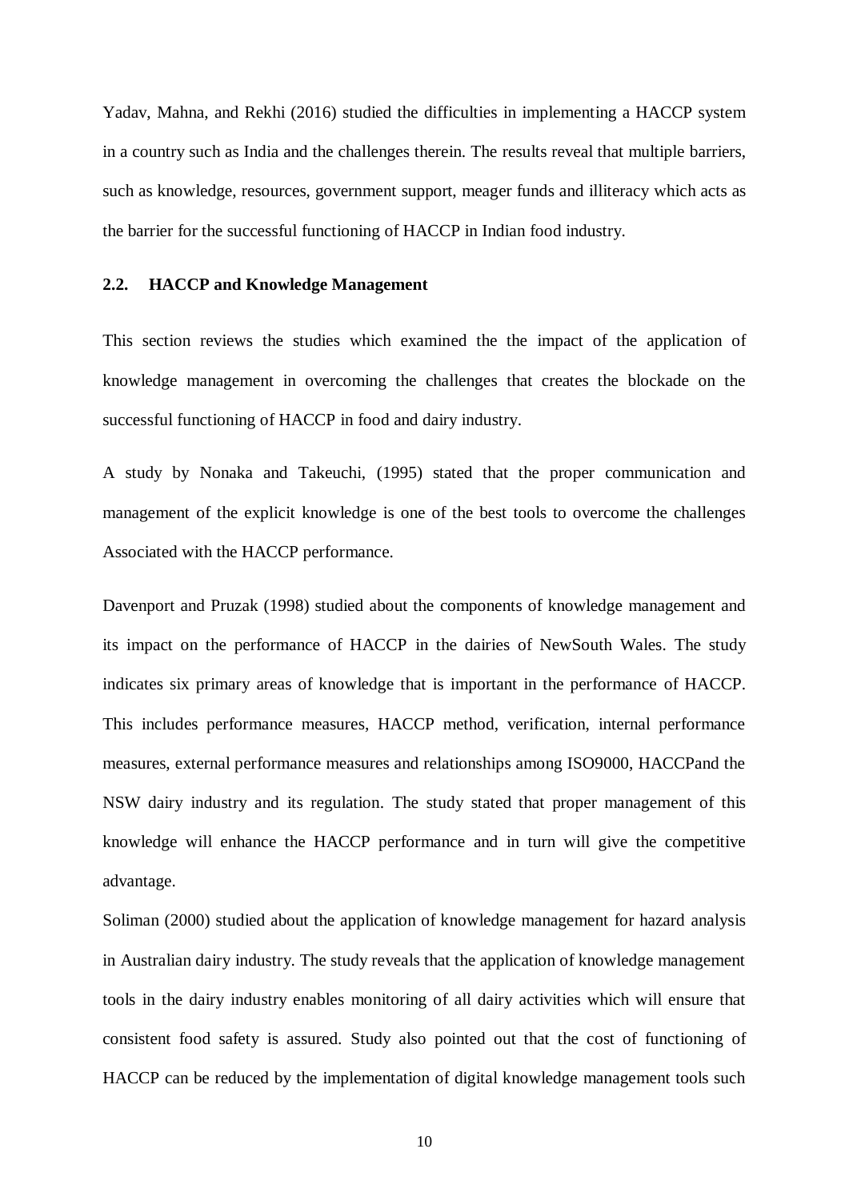Yadav, Mahna, and Rekhi (2016) studied the difficulties in implementing a HACCP system in a country such as India and the challenges therein. The results reveal that multiple barriers, such as knowledge, resources, government support, meager funds and illiteracy which acts as the barrier for the successful functioning of HACCP in Indian food industry.

## 2.2. HACCP and Knowledge Management

This section reviews the studies which examined the the impact of the application of knowledge management in overcoming the challenges that creates the blockade on the successful functioning of HACCP in food and dairy industry.

A study by Nonaka and Takeuchi, (1995) stated that the proper communication and management of the explicit knowledge is one of the best tools to overcome the challenges Associated with the HACCP performance.

Davenport and Pruzak (1998) studied about the components of knowledge management and its impact on the performance of HACCP in the dairies of NewSouth Wales. The study indicates six primary areas of knowledge that is important in the performance of HACCP. This includes performance measures, HACCP method, verification, internal performance measures, external performance measures and relationships among ISO9000, HACCPand the NSW dairy industry and its regulation. The study stated that proper management of this knowledge will enhance the HACCP performance and in turn will give the competitive advantage.

Soliman (2000) studied about the application of knowledge management for hazard analysis in Australian dairy industry. The study reveals that the application of knowledge management tools in the dairy industry enables monitoring of all dairy activities which will ensure that consistent food safety is assured. Study also pointed out that the cost of functioning of HACCP can be reduced by the implementation of digital knowledge management tools such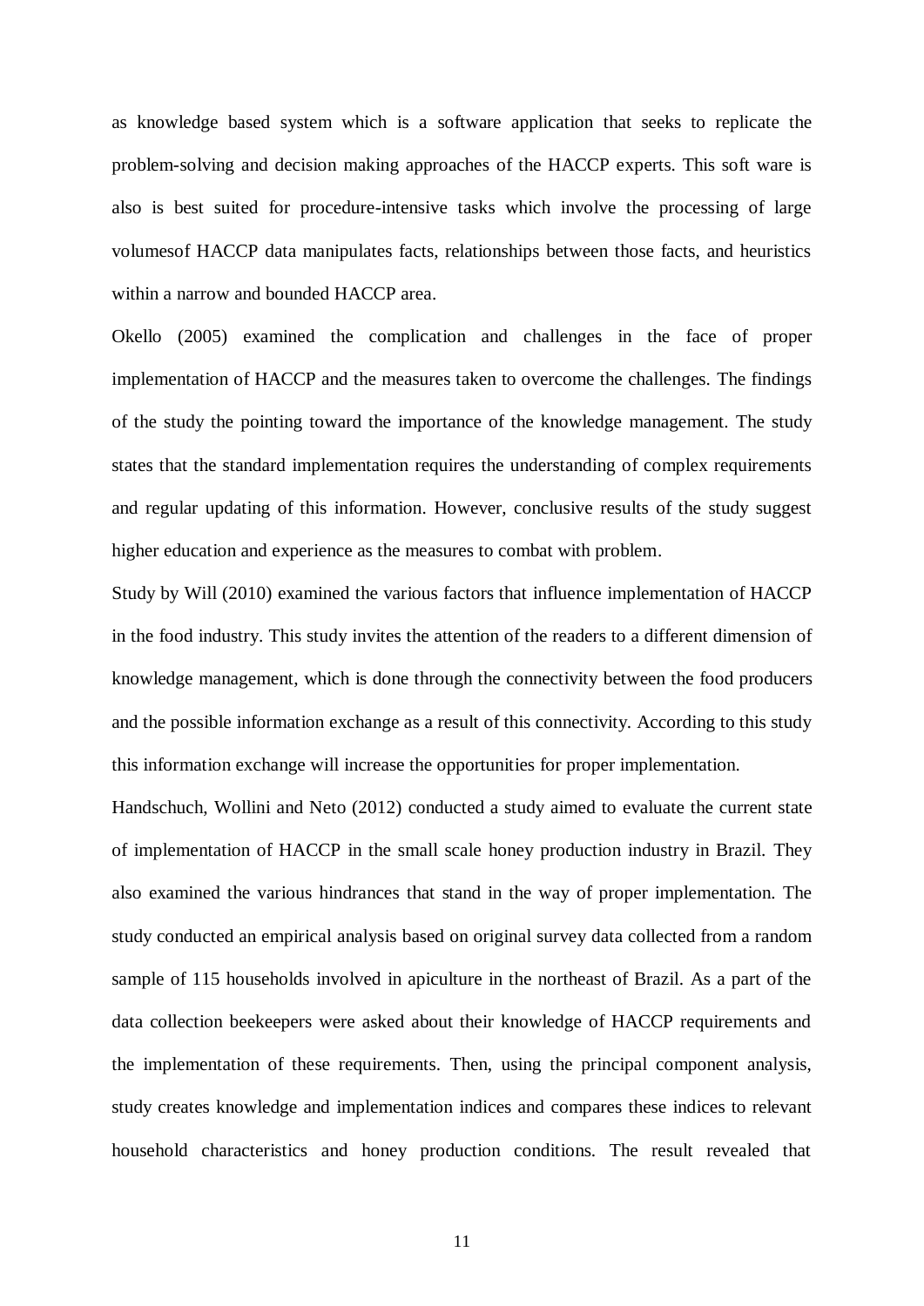as knowledge based system which is a software application that seeks to replicate the problem-solving and decision making approaches of the HACCP experts. This soft ware is also is best suited for procedure-intensive tasks which involve the processing of large volumesof HACCP data manipulates facts, relationships between those facts, and heuristics within a narrow and bounded HACCP area.

Okello (2005) examined the complication and challenges in the face of proper implementation of HACCP and the measures taken to overcome the challenges. The findings of the study the pointing toward the importance of the knowledge management. The study states that the standard implementation requires the understanding of complex requirements and regular updating of this information. However, conclusive results of the study suggest higher education and experience as the measures to combat with problem.

Study by Will (2010) examined the various factors that influence implementation of HACCP in the food industry. This study invites the attention of the readers to a different dimension of knowledge management, which is done through the connectivity between the food producers and the possible information exchange as a result of this connectivity. According to this study this information exchange will increase the opportunities for proper implementation.

Handschuch, Wollini and Neto (2012) conducted a study aimed to evaluate the current state of implementation of HACCP in the small scale honey production industry in Brazil. They also examined the various hindrances that stand in the way of proper implementation. The study conducted an empirical analysis based on original survey data collected from a random sample of 115 households involved in apiculture in the northeast of Brazil. As a part of the data collection beekeepers were asked about their knowledge of HACCP requirements and the implementation of these requirements. Then, using the principal component analysis, study creates knowledge and implementation indices and compares these indices to relevant household characteristics and honey production conditions. The result revealed that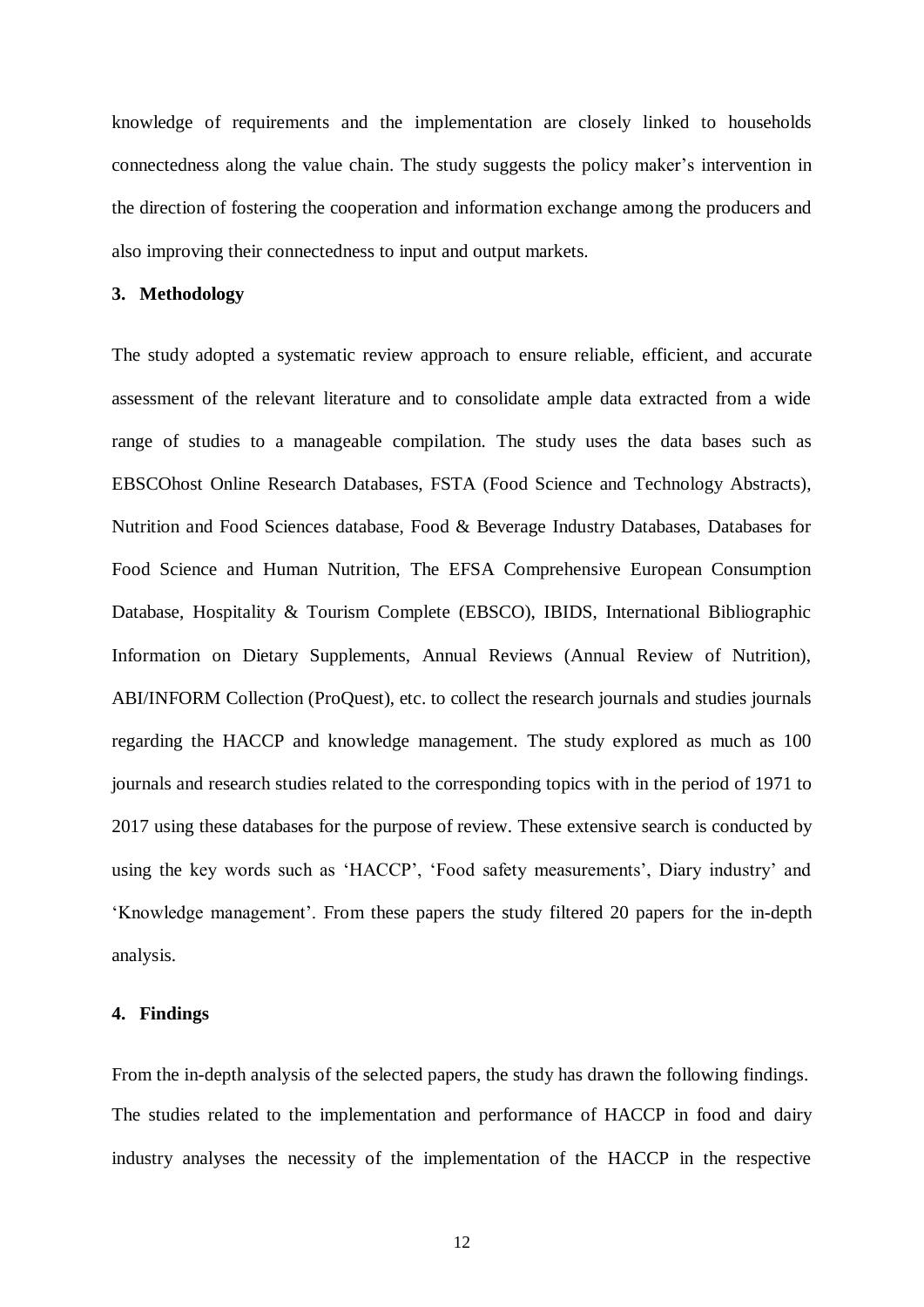knowledge of requirements and the implementation are closely linked to households connectedness along the value chain. The study suggests the policy maker's intervention in the direction of fostering the cooperation and information exchange among the producers and also improving their connectedness to input and output markets.

## 3. Methodology

The study adopted a systematic review approach to ensure reliable, efficient, and accurate assessment of the relevant literature and to consolidate ample data extracted from a wide range of studies to a manageable compilation. The study uses the data bases such as EBSCOhost Online Research Databases, FSTA (Food Science and Technology Abstracts), Nutrition and Food Sciences database, Food & Beverage Industry Databases, Databases for Food Science and Human Nutrition, The EFSA Comprehensive European Consumption Database, Hospitality & Tourism Complete (EBSCO), IBIDS, International Bibliographic Information on Dietary Supplements, Annual Reviews (Annual Review of Nutrition), ABI/INFORM Collection (ProQuest), etc. to collect the research journals and studies journals regarding the HACCP and knowledge management. The study explored as much as 100 journals and research studies related to the corresponding topics with in the period of 1971 to 2017 using these databases for the purpose of review. These extensive search is conducted by using the key words such as 'HACCP', 'Food safety measurements', Diary industry' and 'Knowledge management'. From these papers the study filtered 20 papers for the in-depth analysis.

## 4. Findings

From the in-depth analysis of the selected papers, the study has drawn the following findings. The studies related to the implementation and performance of HACCP in food and dairy industry analyses the necessity of the implementation of the HACCP in the respective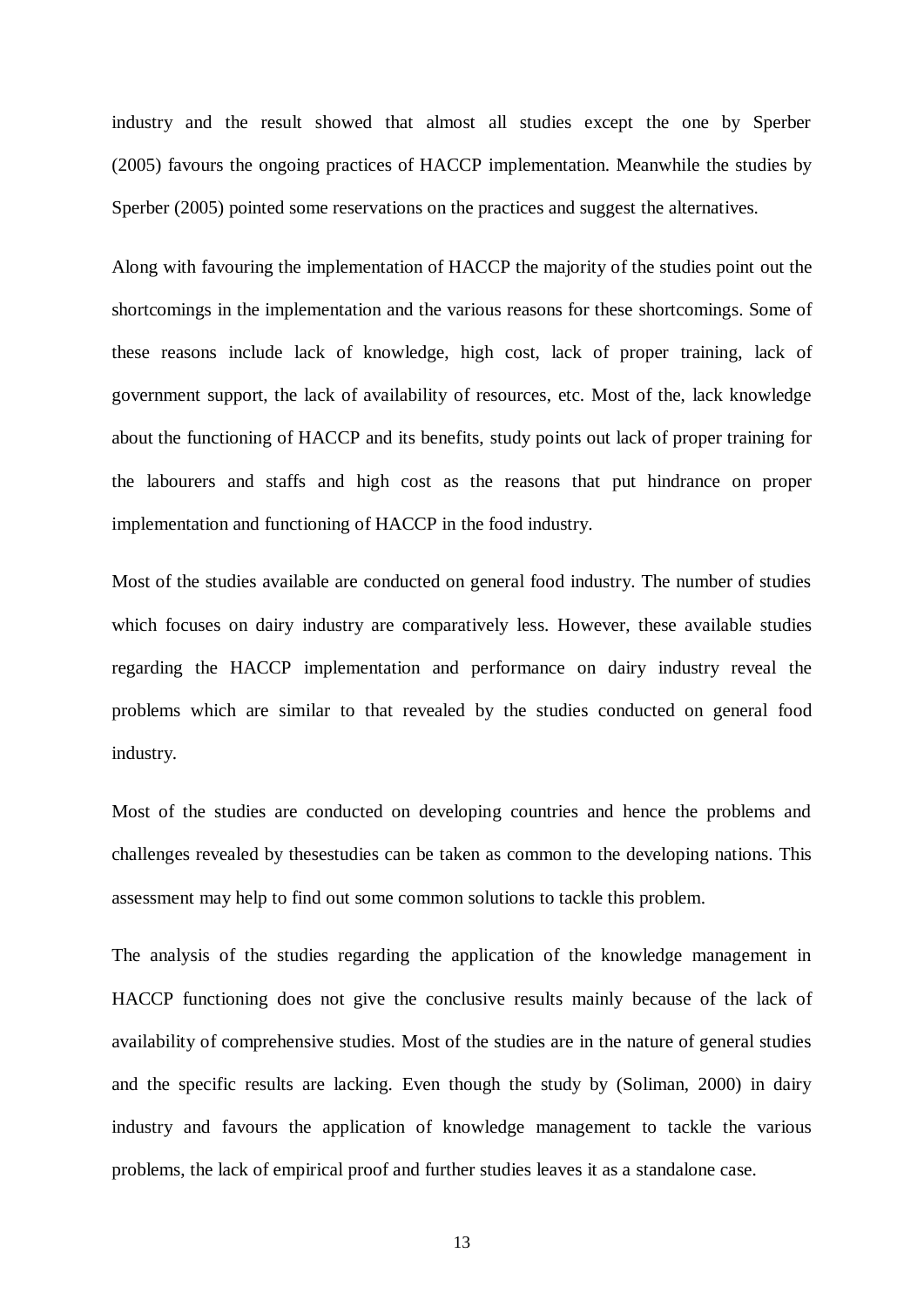industry and the result showed that almost all studies except the one by Sperber (2005) favours the ongoing practices of HACCP implementation. Meanwhile the studies by Sperber (2005) pointed some reservations on the practices and suggest the alternatives.

Along with favouring the implementation of HACCP the majority of the studies point out the shortcomings in the implementation and the various reasons for these shortcomings. Some of these reasons include lack of knowledge, high cost, lack of proper training, lack of government support, the lack of availability of resources, etc. Most of the, lack knowledge about the functioning of HACCP and its benefits, study points out lack of proper training for the labourers and staffs and high cost as the reasons that put hindrance on proper implementation and functioning of HACCP in the food industry.

Most of the studies available are conducted on general food industry. The number of studies which focuses on dairy industry are comparatively less. However, these available studies regarding the HACCP implementation and performance on dairy industry reveal the problems which are similar to that revealed by the studies conducted on general food industry.

Most of the studies are conducted on developing countries and hence the problems and challenges revealed by thesestudies can be taken as common to the developing nations. This assessment may help to find out some common solutions to tackle this problem.

The analysis of the studies regarding the application of the knowledge management in HACCP functioning does not give the conclusive results mainly because of the lack of availability of comprehensive studies. Most of the studies are in the nature of general studies and the specific results are lacking. Even though the study by (Soliman, 2000) in dairy industry and favours the application of knowledge management to tackle the various problems, the lack of empirical proof and further studies leaves it as a standalone case.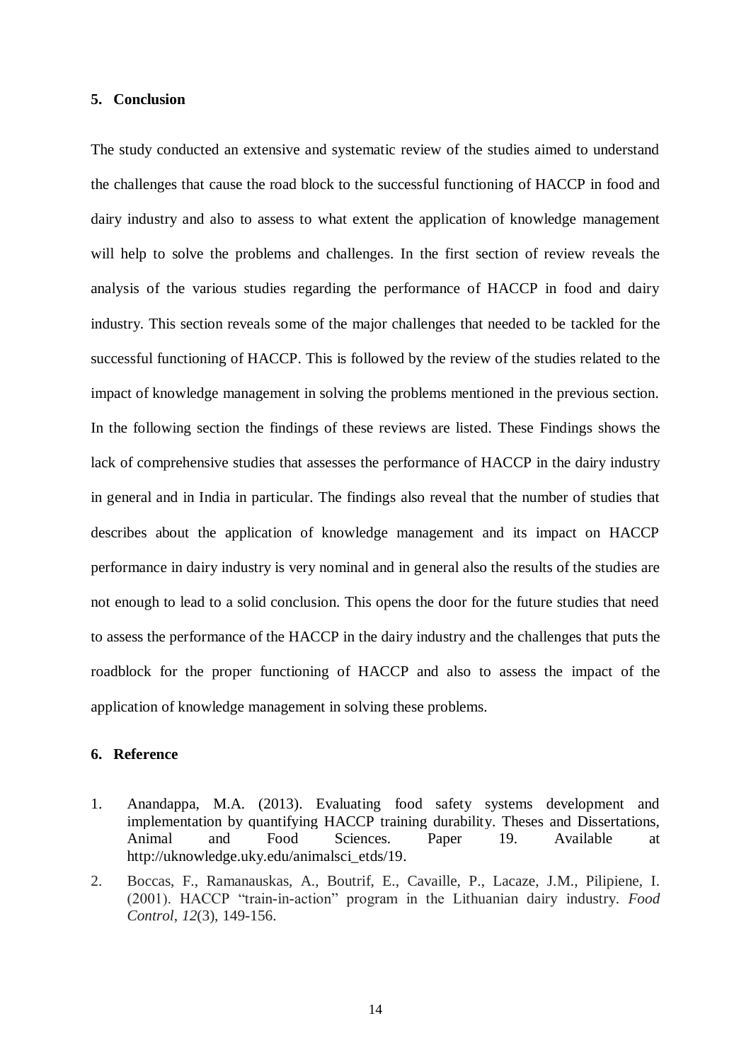## 5. Conclusion

The study conducted an extensive and systematic review of the studies aimed to understand the challenges that cause the road block to the successful functioning of HACCP in food and dairy industry and also to assess to what extent the application of knowledge management will help to solve the problems and challenges. In the first section of review reveals the analysis of the various studies regarding the performance of HACCP in food and dairy industry. This section reveals some of the major challenges that needed to be tackled for the successful functioning of HACCP. This is followed by the review of the studies related to the impact of knowledge management in solving the problems mentioned in the previous section. In the following section the findings of these reviews are listed. These Findings shows the lack of comprehensive studies that assesses the performance of HACCP in the dairy industry in general and in India in particular. The findings also reveal that the number of studies that describes about the application of knowledge management and its impact on HACCP performance in dairy industry is very nominal and in general also the results of the studies are not enough to lead to a solid conclusion. This opens the door for the future studies that need to assess the performance of the HACCP in the dairy industry and the challenges that puts the roadblock for the proper functioning of HACCP and also to assess the impact of the application of knowledge management in solving these problems.

## 6. Reference

1. Anandappa, M.A. (2013). Evaluating food safety systems development and implementation by quantifying HACCP training durability. Theses and Dissertations, Animal and Food Sciences. Paper 19. Available at http://uknowledge.uky.edu/animalsci_etds/19.
2. Boccas, F., Ramanauskas, A., Boutrif, E., Cavaille, P., Lacaze, J.M., Pilipiene, I. (2001). HACCP "train-in-action" program in the Lithuanian dairy industry. *Food Control*, *12*(3), 149-156.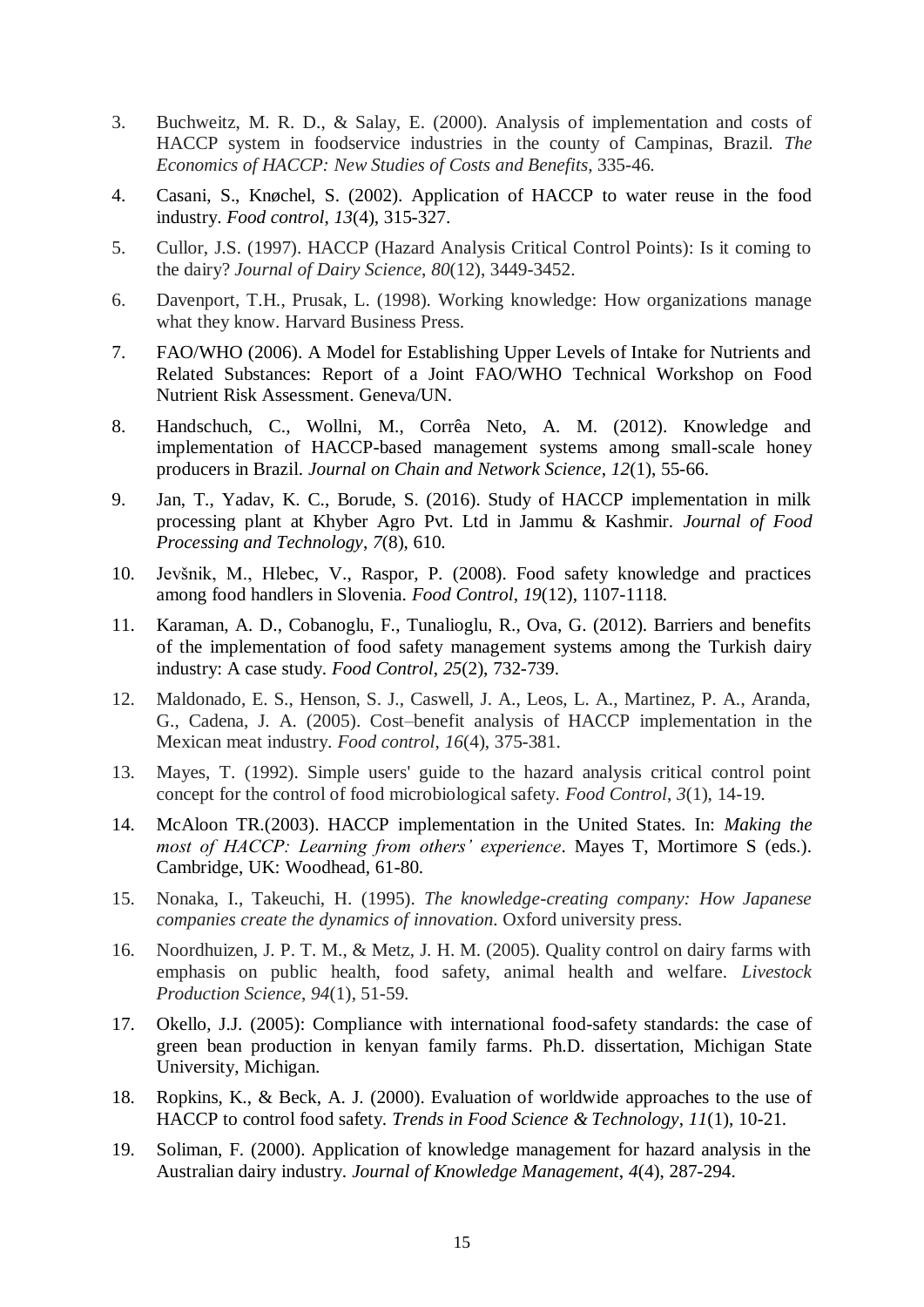3. Buchweitz, M. R. D., & Salay, E. (2000). Analysis of implementation and costs of HACCP system in foodservice industries in the county of Campinas, Brazil. *The Economics of HACCP: New Studies of Costs and Benefits*, 335-46.
4. Casani, S., Knøchel, S. (2002). Application of HACCP to water reuse in the food industry. *Food control*, *13*(4), 315-327.
5. Cullor, J.S. (1997). HACCP (Hazard Analysis Critical Control Points): Is it coming to the dairy? *Journal of Dairy Science*, *80*(12), 3449-3452.
6. Davenport, T.H., Prusak, L. (1998). Working knowledge: How organizations manage what they know. Harvard Business Press.
7. FAO/WHO (2006). A Model for Establishing Upper Levels of Intake for Nutrients and Related Substances: Report of a Joint FAO/WHO Technical Workshop on Food Nutrient Risk Assessment. Geneva/UN.
8. Handschuch, C., Wollni, M., Corrêa Neto, A. M. (2012). Knowledge and implementation of HACCP-based management systems among small-scale honey producers in Brazil. *Journal on Chain and Network Science*, *12*(1), 55-66.
9. Jan, T., Yadav, K. C., Borude, S. (2016). Study of HACCP implementation in milk processing plant at Khyber Agro Pvt. Ltd in Jammu & Kashmir. *Journal of Food Processing and Technology*, *7*(8), 610.
10. Jevšnik, M., Hlebec, V., Raspor, P. (2008). Food safety knowledge and practices among food handlers in Slovenia. *Food Control*, *19*(12), 1107-1118.
11. Karaman, A. D., Cobanoglu, F., Tunalioglu, R., Ova, G. (2012). Barriers and benefits of the implementation of food safety management systems among the Turkish dairy industry: A case study. *Food Control*, *25*(2), 732-739.
12. Maldonado, E. S., Henson, S. J., Caswell, J. A., Leos, L. A., Martinez, P. A., Aranda, G., Cadena, J. A. (2005). Cost–benefit analysis of HACCP implementation in the Mexican meat industry. *Food control*, *16*(4), 375-381.
13. Mayes, T. (1992). Simple users' guide to the hazard analysis critical control point concept for the control of food microbiological safety. *Food Control*, *3*(1), 14-19.
14. McAloon TR.(2003). HACCP implementation in the United States. In: *Making the most of HACCP: Learning from others' experience*. Mayes T, Mortimore S (eds.). Cambridge, UK: Woodhead, 61-80.
15. Nonaka, I., Takeuchi, H. (1995). *The knowledge-creating company: How Japanese companies create the dynamics of innovation*. Oxford university press.
16. Noordhuizen, J. P. T. M., & Metz, J. H. M. (2005). Quality control on dairy farms with emphasis on public health, food safety, animal health and welfare. *Livestock Production Science*, *94*(1), 51-59.
17. Okello, J.J. (2005): Compliance with international food-safety standards: the case of green bean production in kenyan family farms. Ph.D. dissertation, Michigan State University, Michigan.
18. Ropkins, K., & Beck, A. J. (2000). Evaluation of worldwide approaches to the use of HACCP to control food safety. *Trends in Food Science & Technology*, *11*(1), 10-21.
19. Soliman, F. (2000). Application of knowledge management for hazard analysis in the Australian dairy industry. *Journal of Knowledge Management*, *4*(4), 287-294.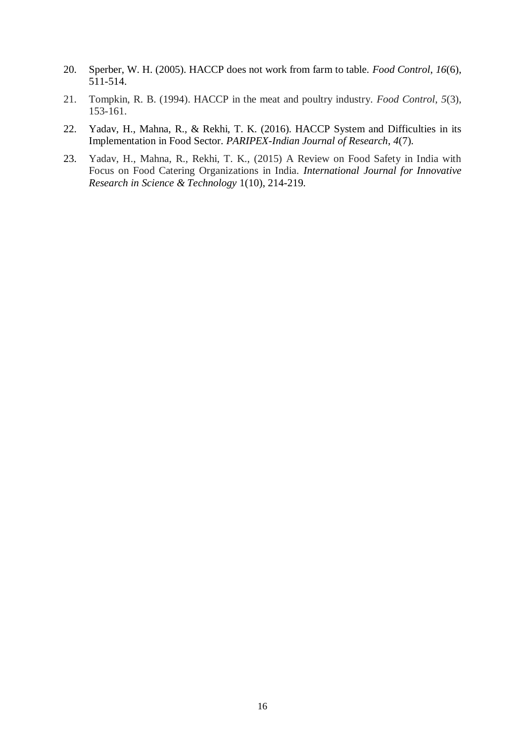20. Sperber, W. H. (2005). HACCP does not work from farm to table. *Food Control*, *16*(6), 511-514.

21. Tompkin, R. B. (1994). HACCP in the meat and poultry industry. *Food Control*, *5*(3), 153-161.

22. Yadav, H., Mahna, R., & Rekhi, T. K. (2016). HACCP System and Difficulties in its Implementation in Food Sector. *PARIPEX-Indian Journal of Research*, *4*(7).

23. Yadav, H., Mahna, R., Rekhi, T. K., (2015) A Review on Food Safety in India with Focus on Food Catering Organizations in India. *International Journal for Innovative Research in Science & Technology* 1(10), 214-219.